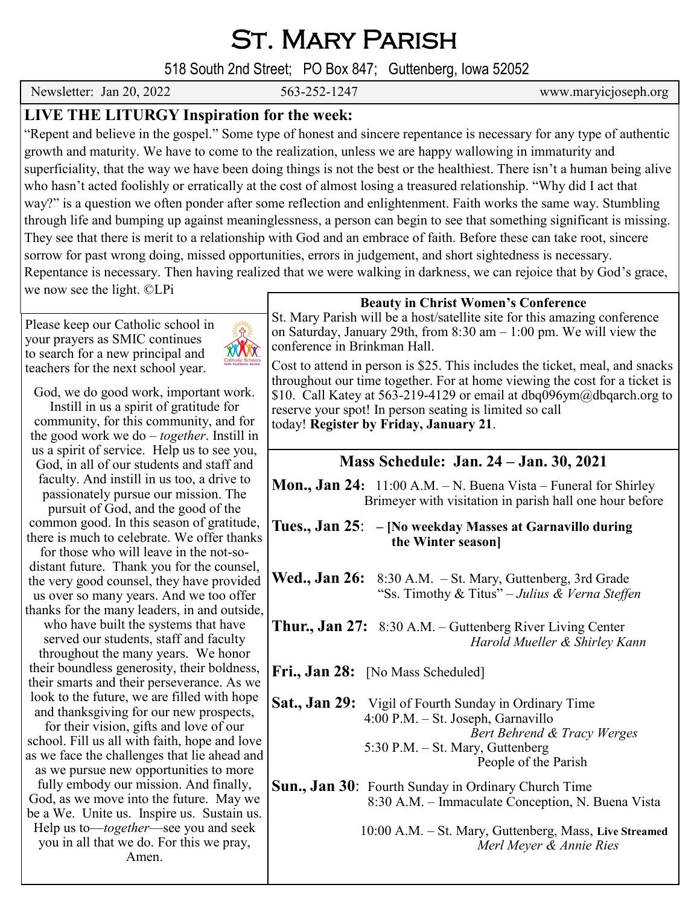# St. Mary Parish

518 South 2nd Street; PO Box 847; Guttenberg, Iowa 52052

Newsletter: Jan 20, 2022 | 563-252-1247 | www.maryicjoseph.org

## LIVE THE LITURGY Inspiration for the week:

"Repent and believe in the gospel." Some type of honest and sincere repentance is necessary for any type of authentic growth and maturity. We have to come to the realization, unless we are happy wallowing in immaturity and superficiality, that the way we have been doing things is not the best or the healthiest. There isn't a human being alive who hasn't acted foolishly or erratically at the cost of almost losing a treasured relationship. "Why did I act that way?" is a question we often ponder after some reflection and enlightenment. Faith works the same way. Stumbling through life and bumping up against meaninglessness, a person can begin to see that something significant is missing. They see that there is merit to a relationship with God and an embrace of faith. Before these can take root, sincere sorrow for past wrong doing, missed opportunities, errors in judgement, and short sightedness is necessary. Repentance is necessary. Then having realized that we were walking in darkness, we can rejoice that by God's grace, we now see the light. ©LPi

Please keep our Catholic school in your prayers as SMIC continues to search for a new principal and teachers for the next school year.

God, we do good work, important work. Instill in us a spirit of gratitude for community, for this community, and for the good work we do – *together*. Instill in us a spirit of service. Help us to see you, God, in all of our students and staff and faculty. And instill in us too, a drive to passionately pursue our mission. The pursuit of God, and the good of the common good. In this season of gratitude, there is much to celebrate. We offer thanks for those who will leave in the not-so-distant future. Thank you for the counsel, the very good counsel, they have provided us over so many years. And we too offer thanks for the many leaders, in and outside, who have built the systems that have served our students, staff and faculty throughout the many years. We honor their boundless generosity, their boldness, their smarts and their perseverance. As we look to the future, we are filled with hope and thanksgiving for our new prospects, for their vision, gifts and love of our school. Fill us all with faith, hope and love as we face the challenges that lie ahead and as we pursue new opportunities to more fully embody our mission. And finally, God, as we move into the future. May we be a We. Unite us. Inspire us. Sustain us. Help us to—*together*—see you and seek you in all that we do. For this we pray, Amen.

### Beauty in Christ Women's Conference

St. Mary Parish will be a host/satellite site for this amazing conference on Saturday, January 29th, from 8:30 am – 1:00 pm. We will view the conference in Brinkman Hall.

Cost to attend in person is $25. This includes the ticket, meal, and snacks throughout our time together. For at home viewing the cost for a ticket is $10. Call Katey at 563-219-4129 or email at dbq096ym@dbqarch.org to reserve your spot! In person seating is limited so call today! **Register by Friday, January 21**.

### Mass Schedule: Jan. 24 – Jan. 30, 2021

**Mon., Jan 24:** 11:00 A.M. – N. Buena Vista – Funeral for Shirley Brimeyer with visitation in parish hall one hour before

**Tues., Jan 25**: **– [No weekday Masses at Garnavillo during the Winter season]**

**Wed., Jan 26:** 8:30 A.M. – St. Mary, Guttenberg, 3rd Grade "Ss. Timothy & Titus" – *Julius & Verna Steffen*

**Thur., Jan 27:** 8:30 A.M. – Guttenberg River Living Center *Harold Mueller & Shirley Kann*

**Fri., Jan 28:** [No Mass Scheduled]

**Sat., Jan 29:** Vigil of Fourth Sunday in Ordinary Time
4:00 P.M. – St. Joseph, Garnavillo *Bert Behrend & Tracy Werges*
5:30 P.M. – St. Mary, Guttenberg People of the Parish

**Sun., Jan 30**: Fourth Sunday in Ordinary Church Time
8:30 A.M. – Immaculate Conception, N. Buena Vista
10:00 A.M. – St. Mary, Guttenberg, Mass, **Live Streamed** *Merl Meyer & Annie Ries*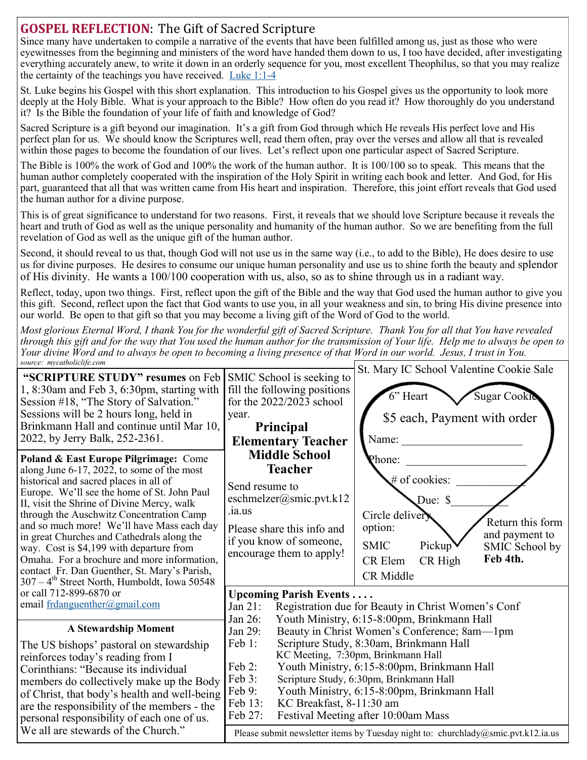## GOSPEL REFLECTION: The Gift of Sacred Scripture

Since many have undertaken to compile a narrative of the events that have been fulfilled among us, just as those who were eyewitnesses from the beginning and ministers of the word have handed them down to us, I too have decided, after investigating everything accurately anew, to write it down in an orderly sequence for you, most excellent Theophilus, so that you may realize the certainty of the teachings you have received. Luke 1:1-4

St. Luke begins his Gospel with this short explanation. This introduction to his Gospel gives us the opportunity to look more deeply at the Holy Bible. What is your approach to the Bible? How often do you read it? How thoroughly do you understand it? Is the Bible the foundation of your life of faith and knowledge of God?

Sacred Scripture is a gift beyond our imagination. It's a gift from God through which He reveals His perfect love and His perfect plan for us. We should know the Scriptures well, read them often, pray over the verses and allow all that is revealed within those pages to become the foundation of our lives. Let's reflect upon one particular aspect of Sacred Scripture.

The Bible is 100% the work of God and 100% the work of the human author. It is 100/100 so to speak. This means that the human author completely cooperated with the inspiration of the Holy Spirit in writing each book and letter. And God, for His part, guaranteed that all that was written came from His heart and inspiration. Therefore, this joint effort reveals that God used the human author for a divine purpose.

This is of great significance to understand for two reasons. First, it reveals that we should love Scripture because it reveals the heart and truth of God as well as the unique personality and humanity of the human author. So we are benefiting from the full revelation of God as well as the unique gift of the human author.

Second, it should reveal to us that, though God will not use us in the same way (i.e., to add to the Bible), He does desire to use us for divine purposes. He desires to consume our unique human personality and use us to shine forth the beauty and splendor of His divinity. He wants a 100/100 cooperation with us, also, so as to shine through us in a radiant way.

Reflect, today, upon two things. First, reflect upon the gift of the Bible and the way that God used the human author to give you this gift. Second, reflect upon the fact that God wants to use you, in all your weakness and sin, to bring His divine presence into our world. Be open to that gift so that you may become a living gift of the Word of God to the world.

*Most glorious Eternal Word, I thank You for the wonderful gift of Sacred Scripture. Thank You for all that You have revealed through this gift and for the way that You used the human author for the transmission of Your life. Help me to always be open to Your divine Word and to always be open to becoming a living presence of that Word in our world. Jesus, I trust in You.*

*source: mycatholiclife.com*

**"SCRIPTURE STUDY" resumes** on Feb 1, 8:30am and Feb 3, 6:30pm, starting with Session #18, "The Story of Salvation." Sessions will be 2 hours long, held in Brinkmann Hall and continue until Mar 10, 2022, by Jerry Balk, 252-2361.

**Poland & East Europe Pilgrimage:** Come along June 6-17, 2022, to some of the most historical and sacred places in all of Europe. We'll see the home of St. John Paul II, visit the Shrine of Divine Mercy, walk through the Auschwitz Concentration Camp and so much more! We'll have Mass each day in great Churches and Cathedrals along the way. Cost is $4,199 with departure from Omaha. For a brochure and more information, contact Fr. Dan Guenther, St. Mary's Parish, 307 – 4th Street North, Humboldt, Iowa 50548 or call 712-899-6870 or email frdanguenther@gmail.com

### A Stewardship Moment

The US bishops' pastoral on stewardship reinforces today's reading from I Corinthians: "Because its individual members do collectively make up the Body of Christ, that body's health and well-being are the responsibility of the members - the personal responsibility of each one of us. We all are stewards of the Church."

SMIC School is seeking to fill the following positions for the 2022/2023 school year.

**Principal**
**Elementary Teacher**
**Middle School Teacher**

Send resume to eschmelzer@smic.pvt.k12.ia.us

Please share this info and if you know of someone, encourage them to apply!

St. Mary IC School Valentine Cookie Sale

6" Heart Sugar Cookie

$5 each, Payment with order

Name: ____________________

Phone: ____________________

\# of cookies: ___________

Due: $_________

Circle delivery option:

SMIC Pickup
CR Elem CR High
CR Middle

Return this form and payment to SMIC School by **Feb 4th.**

**Upcoming Parish Events . . . .**

- Jan 21: Registration due for Beauty in Christ Women's Conf
- Jan 26: Youth Ministry, 6:15-8:00pm, Brinkmann Hall
- Jan 29: Beauty in Christ Women's Conference; 8am—1pm
- Feb 1: Scripture Study, 8:30am, Brinkmann Hall
  KC Meeting, 7:30pm, Brinkmann Hall
- Feb 2: Youth Ministry, 6:15-8:00pm, Brinkmann Hall
- Feb 3: Scripture Study, 6:30pm, Brinkmann Hall
- Feb 9: Youth Ministry, 6:15-8:00pm, Brinkmann Hall
- Feb 13: KC Breakfast, 8-11:30 am
- Feb 27: Festival Meeting after 10:00am Mass

Please submit newsletter items by Tuesday night to: churchlady@smic.pvt.k12.ia.us